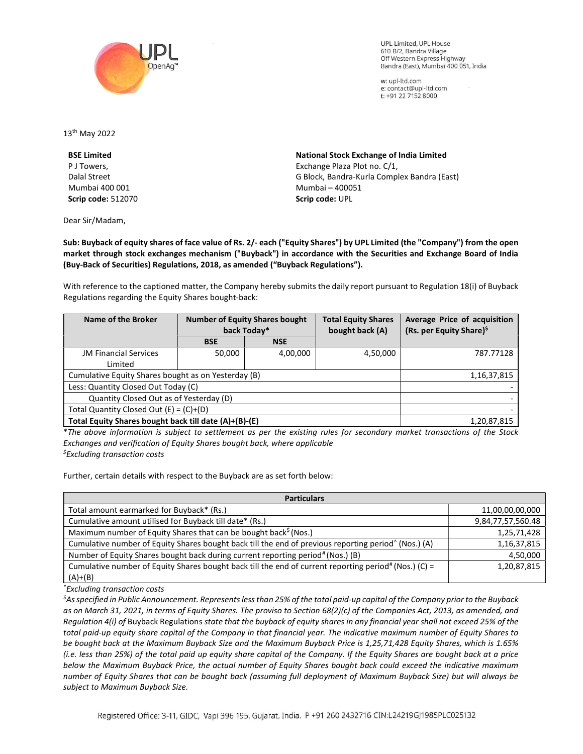UPL Limited, UPL House
610 B/2, Bandra Village
Off Western Express Highway
Bandra (East), Mumbai 400 051, India

w: upl-ltd.com
e: contact@upl-ltd.com
t: +91 22 7152 8000

13th May 2022

**BSE Limited**
P J Towers,
Dalal Street
Mumbai 400 001
**Scrip code:** 512070

**National Stock Exchange of India Limited**
Exchange Plaza Plot no. C/1,
G Block, Bandra-Kurla Complex Bandra (East)
Mumbai – 400051
**Scrip code:** UPL

Dear Sir/Madam,

**Sub: Buyback of equity shares of face value of Rs. 2/- each ("Equity Shares") by UPL Limited (the "Company") from the open market through stock exchanges mechanism ("Buyback") in accordance with the Securities and Exchange Board of India (Buy-Back of Securities) Regulations, 2018, as amended ("Buyback Regulations").**

With reference to the captioned matter, the Company hereby submits the daily report pursuant to Regulation 18(i) of Buyback Regulations regarding the Equity Shares bought-back:

| Name of the Broker | Number of Equity Shares bought back Today* | | Total Equity Shares bought back (A) | Average Price of acquisition (Rs. per Equity Share)$ |
|---|---|---|---|---|
| | BSE | NSE | | |
| JM Financial Services Limited | 50,000 | 4,00,000 | 4,50,000 | 787.77128 |
| Cumulative Equity Shares bought as on Yesterday (B) | | | | 1,16,37,815 |
| Less: Quantity Closed Out Today (C) | | | | - |
| Quantity Closed Out as of Yesterday (D) | | | | - |
| Total Quantity Closed Out (E) = (C)+(D) | | | | - |
| **Total Equity Shares bought back till date (A)+(B)-(E)** | | | | 1,20,87,815 |

**The above information is subject to settlement as per the existing rules for secondary market transactions of the Stock Exchanges and verification of Equity Shares bought back, where applicable*
*$Excluding transaction costs*

Further, certain details with respect to the Buyback are as set forth below:

| Particulars | |
|---|---|
| Total amount earmarked for Buyback* (Rs.) | 11,00,00,00,000 |
| Cumulative amount utilised for Buyback till date* (Rs.) | 9,84,77,57,560.48 |
| Maximum number of Equity Shares that can be bought back$ (Nos.) | 1,25,71,428 |
| Cumulative number of Equity Shares bought back till the end of previous reporting period^ (Nos.) (A) | 1,16,37,815 |
| Number of Equity Shares bought back during current reporting period# (Nos.) (B) | 4,50,000 |
| Cumulative number of Equity Shares bought back till the end of current reporting period# (Nos.) (C) = (A)+(B) | 1,20,87,815 |

**Excluding transaction costs*
*$As specified in Public Announcement. Represents less than 25% of the total paid-up capital of the Company prior to the Buyback as on March 31, 2021, in terms of Equity Shares. The proviso to Section 68(2)(c) of the Companies Act, 2013, as amended, and Regulation 4(i) of* Buyback Regulations *state that the buyback of equity shares in any financial year shall not exceed 25% of the total paid-up equity share capital of the Company in that financial year. The indicative maximum number of Equity Shares to be bought back at the Maximum Buyback Size and the Maximum Buyback Price is 1,25,71,428 Equity Shares, which is 1.65% (i.e. less than 25%) of the total paid up equity share capital of the Company. If the Equity Shares are bought back at a price below the Maximum Buyback Price, the actual number of Equity Shares bought back could exceed the indicative maximum number of Equity Shares that can be bought back (assuming full deployment of Maximum Buyback Size) but will always be subject to Maximum Buyback Size.*

Registered Office: 3-11, GIDC, Vapi 396 195, Gujarat, India. P +91 260 2432716 CIN:L24219GJ1985PLC025132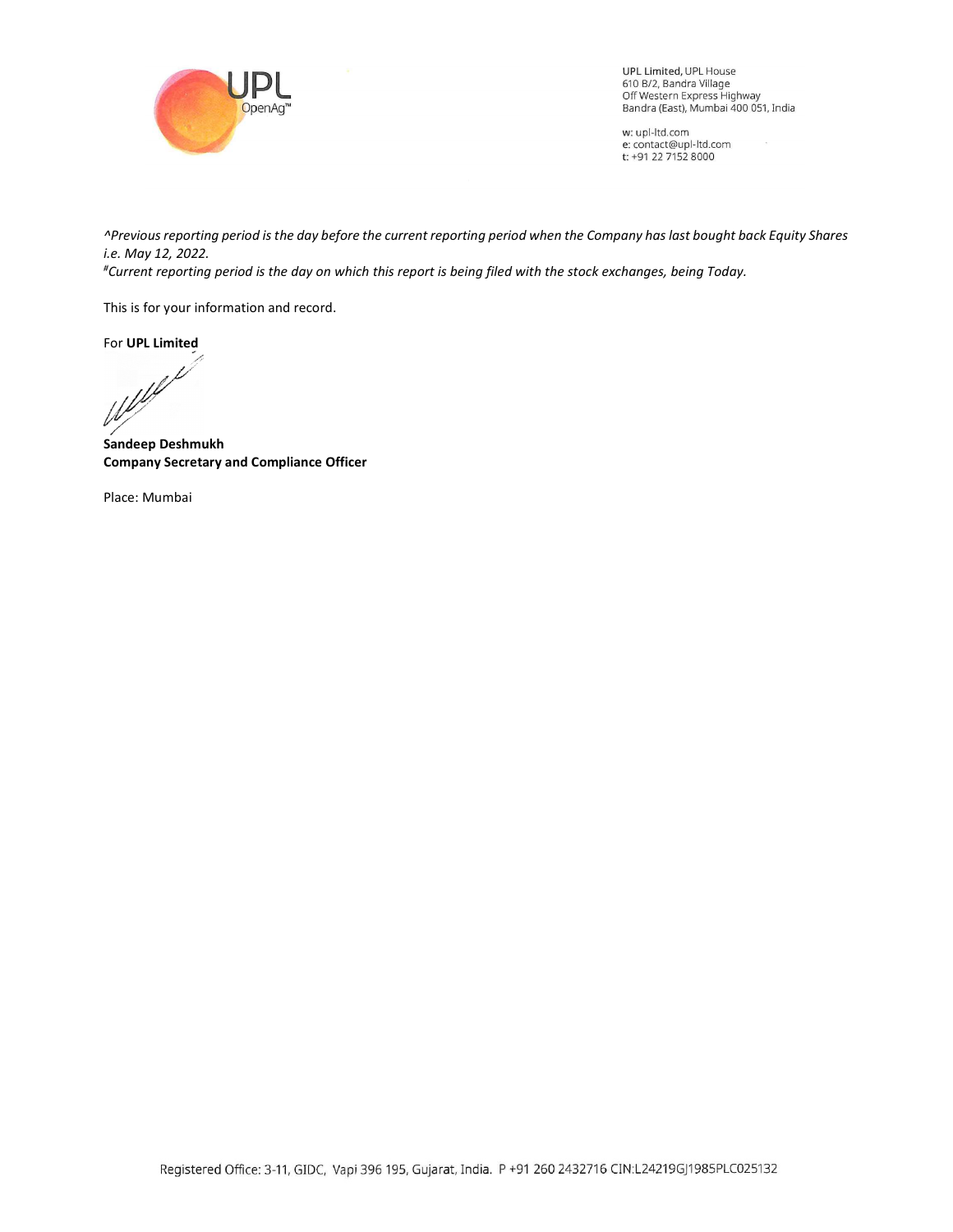*^Previous reporting period is the day before the current reporting period when the Company has last bought back Equity Shares i.e. May 12, 2022.*

*#Current reporting period is the day on which this report is being filed with the stock exchanges, being Today.*

This is for your information and record.

For **UPL Limited**

**Sandeep Deshmukh**
**Company Secretary and Compliance Officer**

Place: Mumbai